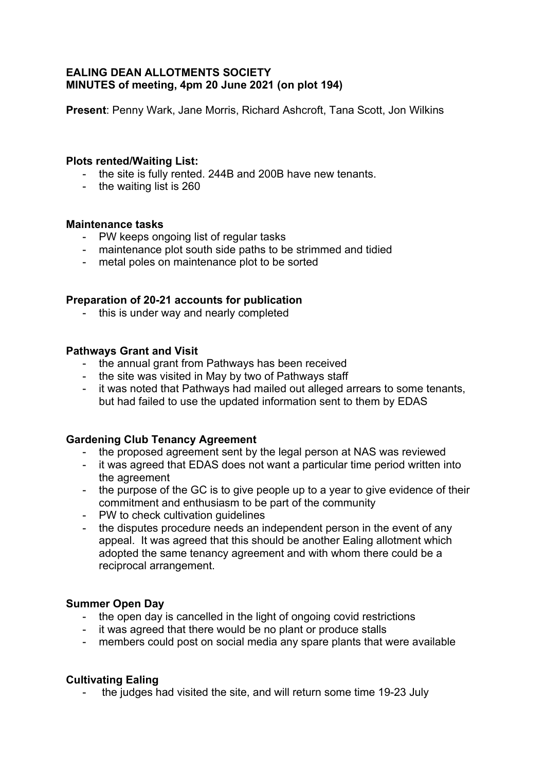**EALING DEAN ALLOTMENTS SOCIETY**
**MINUTES of meeting, 4pm 20 June 2021 (on plot 194)**

**Present**: Penny Wark, Jane Morris, Richard Ashcroft, Tana Scott, Jon Wilkins

**Plots rented/Waiting List:**

- the site is fully rented. 244B and 200B have new tenants.
- the waiting list is 260

**Maintenance tasks**

- PW keeps ongoing list of regular tasks
- maintenance plot south side paths to be strimmed and tidied
- metal poles on maintenance plot to be sorted

**Preparation of 20-21 accounts for publication**

- this is under way and nearly completed

**Pathways Grant and Visit**

- the annual grant from Pathways has been received
- the site was visited in May by two of Pathways staff
- it was noted that Pathways had mailed out alleged arrears to some tenants, but had failed to use the updated information sent to them by EDAS

**Gardening Club Tenancy Agreement**

- the proposed agreement sent by the legal person at NAS was reviewed
- it was agreed that EDAS does not want a particular time period written into the agreement
- the purpose of the GC is to give people up to a year to give evidence of their commitment and enthusiasm to be part of the community
- PW to check cultivation guidelines
- the disputes procedure needs an independent person in the event of any appeal. It was agreed that this should be another Ealing allotment which adopted the same tenancy agreement and with whom there could be a reciprocal arrangement.

**Summer Open Day**

- the open day is cancelled in the light of ongoing covid restrictions
- it was agreed that there would be no plant or produce stalls
- members could post on social media any spare plants that were available

**Cultivating Ealing**

- the judges had visited the site, and will return some time 19-23 July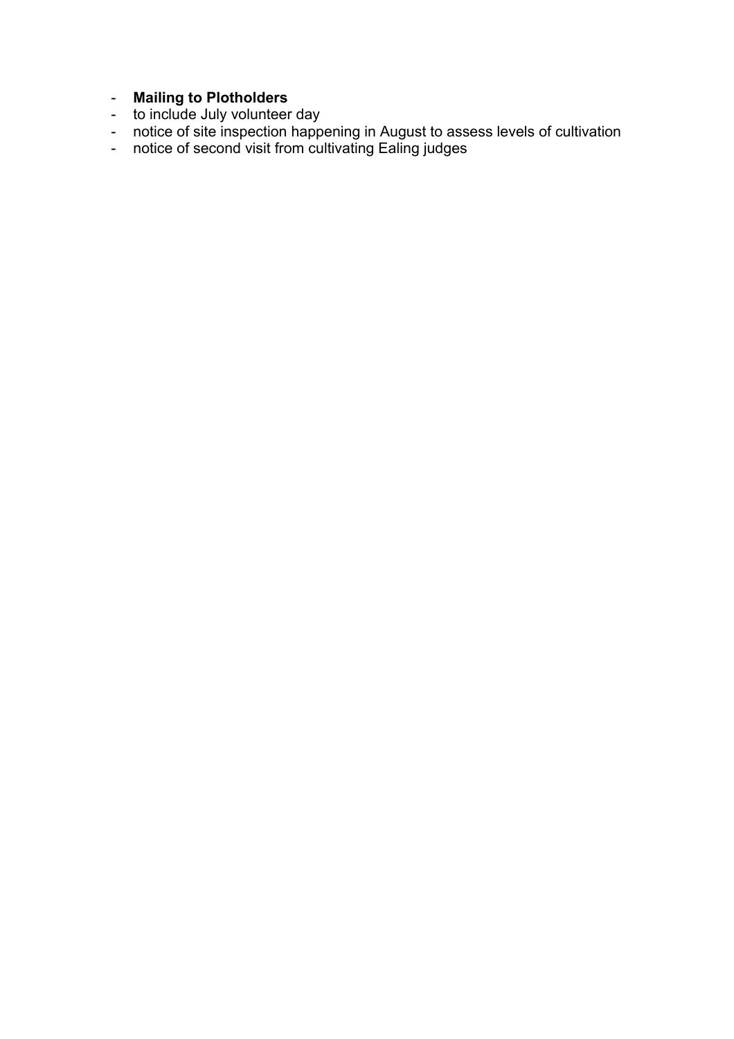- **Mailing to Plotholders**
- to include July volunteer day
- notice of site inspection happening in August to assess levels of cultivation
- notice of second visit from cultivating Ealing judges